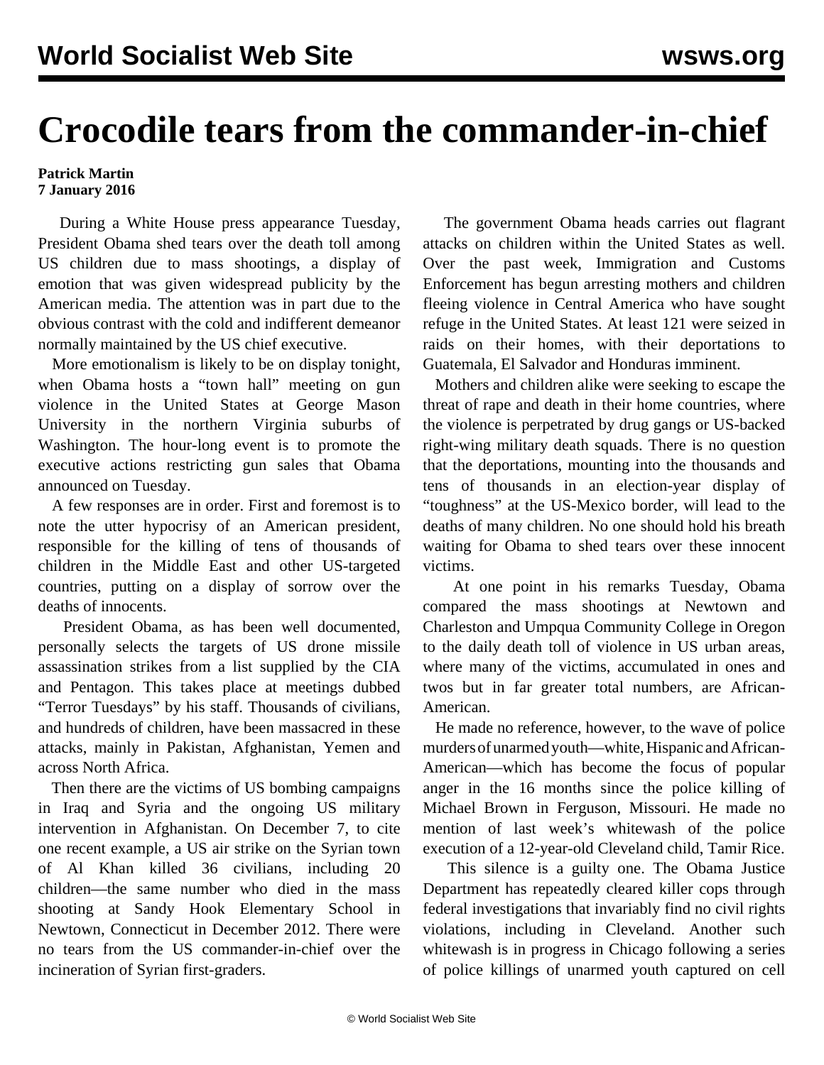# Crocodile tears from the commander-in-chief

**Patrick Martin**
**7 January 2016**

During a White House press appearance Tuesday, President Obama shed tears over the death toll among US children due to mass shootings, a display of emotion that was given widespread publicity by the American media. The attention was in part due to the obvious contrast with the cold and indifferent demeanor normally maintained by the US chief executive.

More emotionalism is likely to be on display tonight, when Obama hosts a "town hall" meeting on gun violence in the United States at George Mason University in the northern Virginia suburbs of Washington. The hour-long event is to promote the executive actions restricting gun sales that Obama announced on Tuesday.

A few responses are in order. First and foremost is to note the utter hypocrisy of an American president, responsible for the killing of tens of thousands of children in the Middle East and other US-targeted countries, putting on a display of sorrow over the deaths of innocents.

President Obama, as has been well documented, personally selects the targets of US drone missile assassination strikes from a list supplied by the CIA and Pentagon. This takes place at meetings dubbed "Terror Tuesdays" by his staff. Thousands of civilians, and hundreds of children, have been massacred in these attacks, mainly in Pakistan, Afghanistan, Yemen and across North Africa.

Then there are the victims of US bombing campaigns in Iraq and Syria and the ongoing US military intervention in Afghanistan. On December 7, to cite one recent example, a US air strike on the Syrian town of Al Khan killed 36 civilians, including 20 children—the same number who died in the mass shooting at Sandy Hook Elementary School in Newtown, Connecticut in December 2012. There were no tears from the US commander-in-chief over the incineration of Syrian first-graders.

The government Obama heads carries out flagrant attacks on children within the United States as well. Over the past week, Immigration and Customs Enforcement has begun arresting mothers and children fleeing violence in Central America who have sought refuge in the United States. At least 121 were seized in raids on their homes, with their deportations to Guatemala, El Salvador and Honduras imminent.

Mothers and children alike were seeking to escape the threat of rape and death in their home countries, where the violence is perpetrated by drug gangs or US-backed right-wing military death squads. There is no question that the deportations, mounting into the thousands and tens of thousands in an election-year display of "toughness" at the US-Mexico border, will lead to the deaths of many children. No one should hold his breath waiting for Obama to shed tears over these innocent victims.

At one point in his remarks Tuesday, Obama compared the mass shootings at Newtown and Charleston and Umpqua Community College in Oregon to the daily death toll of violence in US urban areas, where many of the victims, accumulated in ones and twos but in far greater total numbers, are African-American.

He made no reference, however, to the wave of police murders of unarmed youth—white, Hispanic and African-American—which has become the focus of popular anger in the 16 months since the police killing of Michael Brown in Ferguson, Missouri. He made no mention of last week's whitewash of the police execution of a 12-year-old Cleveland child, Tamir Rice.

This silence is a guilty one. The Obama Justice Department has repeatedly cleared killer cops through federal investigations that invariably find no civil rights violations, including in Cleveland. Another such whitewash is in progress in Chicago following a series of police killings of unarmed youth captured on cell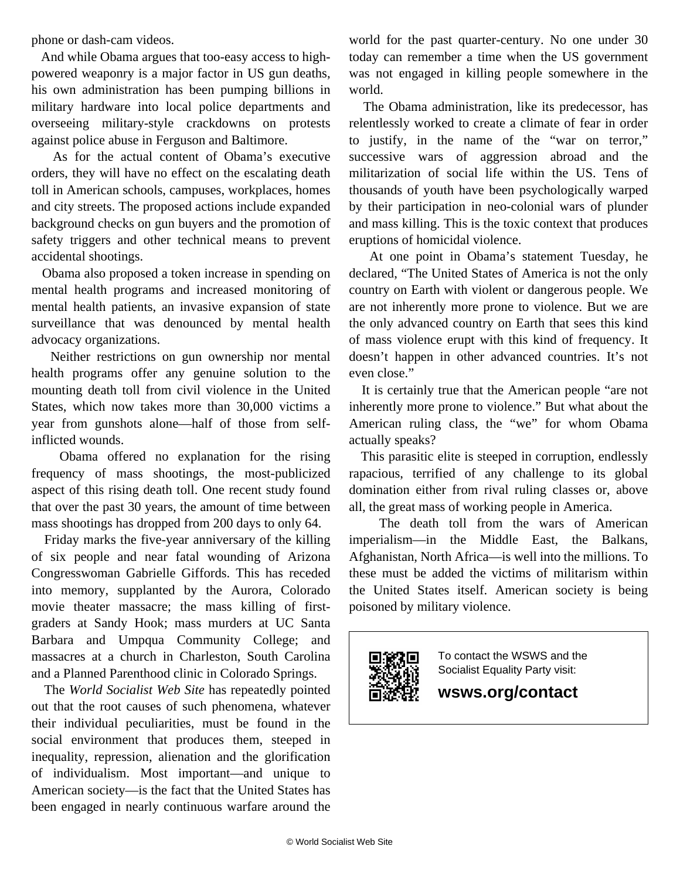phone or dash-cam videos.

And while Obama argues that too-easy access to high-powered weaponry is a major factor in US gun deaths, his own administration has been pumping billions in military hardware into local police departments and overseeing military-style crackdowns on protests against police abuse in Ferguson and Baltimore.

As for the actual content of Obama's executive orders, they will have no effect on the escalating death toll in American schools, campuses, workplaces, homes and city streets. The proposed actions include expanded background checks on gun buyers and the promotion of safety triggers and other technical means to prevent accidental shootings.

Obama also proposed a token increase in spending on mental health programs and increased monitoring of mental health patients, an invasive expansion of state surveillance that was denounced by mental health advocacy organizations.

Neither restrictions on gun ownership nor mental health programs offer any genuine solution to the mounting death toll from civil violence in the United States, which now takes more than 30,000 victims a year from gunshots alone—half of those from self-inflicted wounds.

Obama offered no explanation for the rising frequency of mass shootings, the most-publicized aspect of this rising death toll. One recent study found that over the past 30 years, the amount of time between mass shootings has dropped from 200 days to only 64.

Friday marks the five-year anniversary of the killing of six people and near fatal wounding of Arizona Congresswoman Gabrielle Giffords. This has receded into memory, supplanted by the Aurora, Colorado movie theater massacre; the mass killing of first-graders at Sandy Hook; mass murders at UC Santa Barbara and Umpqua Community College; and massacres at a church in Charleston, South Carolina and a Planned Parenthood clinic in Colorado Springs.

The *World Socialist Web Site* has repeatedly pointed out that the root causes of such phenomena, whatever their individual peculiarities, must be found in the social environment that produces them, steeped in inequality, repression, alienation and the glorification of individualism. Most important—and unique to American society—is the fact that the United States has been engaged in nearly continuous warfare around the world for the past quarter-century. No one under 30 today can remember a time when the US government was not engaged in killing people somewhere in the world.

The Obama administration, like its predecessor, has relentlessly worked to create a climate of fear in order to justify, in the name of the "war on terror," successive wars of aggression abroad and the militarization of social life within the US. Tens of thousands of youth have been psychologically warped by their participation in neo-colonial wars of plunder and mass killing. This is the toxic context that produces eruptions of homicidal violence.

At one point in Obama's statement Tuesday, he declared, "The United States of America is not the only country on Earth with violent or dangerous people. We are not inherently more prone to violence. But we are the only advanced country on Earth that sees this kind of mass violence erupt with this kind of frequency. It doesn't happen in other advanced countries. It's not even close."

It is certainly true that the American people "are not inherently more prone to violence." But what about the American ruling class, the "we" for whom Obama actually speaks?

This parasitic elite is steeped in corruption, endlessly rapacious, terrified of any challenge to its global domination either from rival ruling classes or, above all, the great mass of working people in America.

The death toll from the wars of American imperialism—in the Middle East, the Balkans, Afghanistan, North Africa—is well into the millions. To these must be added the victims of militarism within the United States itself. American society is being poisoned by military violence.

To contact the WSWS and the Socialist Equality Party visit:

**wsws.org/contact**